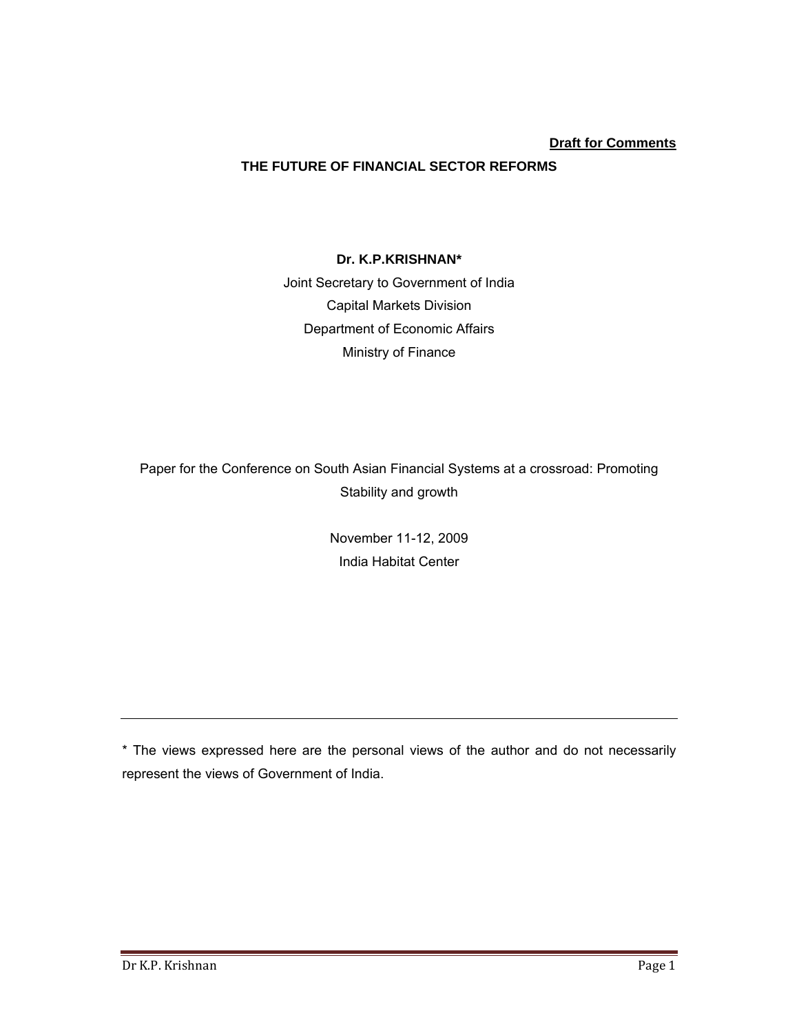**Draft for Comments**

# THE FUTURE OF FINANCIAL SECTOR REFORMS

**Dr. K.P.KRISHNAN***

Joint Secretary to Government of India

Capital Markets Division

Department of Economic Affairs

Ministry of Finance

Paper for the Conference on South Asian Financial Systems at a crossroad: Promoting Stability and growth

November 11-12, 2009

India Habitat Center

---

* The views expressed here are the personal views of the author and do not necessarily represent the views of Government of India.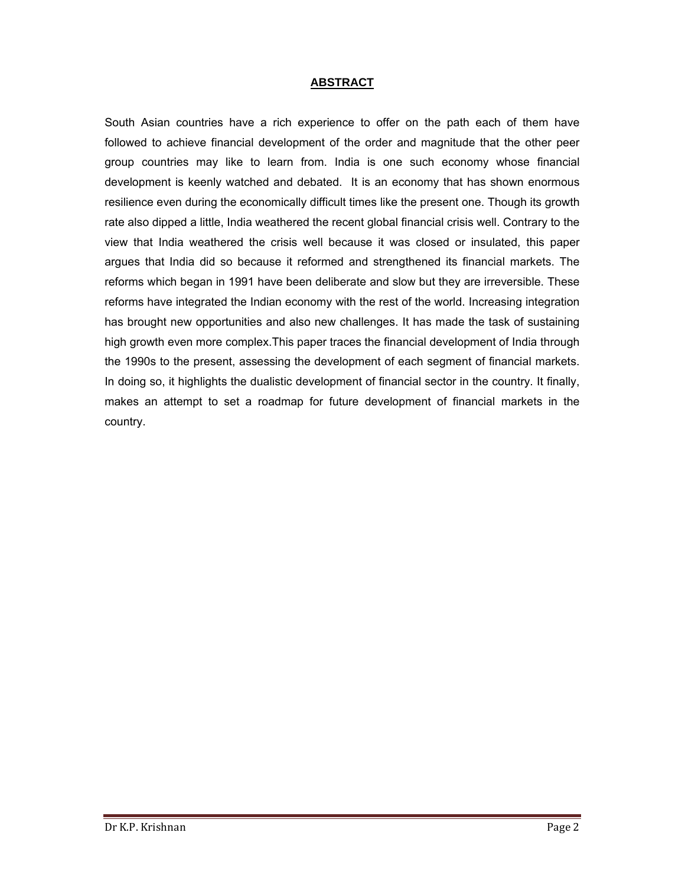## ABSTRACT

South Asian countries have a rich experience to offer on the path each of them have followed to achieve financial development of the order and magnitude that the other peer group countries may like to learn from. India is one such economy whose financial development is keenly watched and debated. It is an economy that has shown enormous resilience even during the economically difficult times like the present one. Though its growth rate also dipped a little, India weathered the recent global financial crisis well. Contrary to the view that India weathered the crisis well because it was closed or insulated, this paper argues that India did so because it reformed and strengthened its financial markets. The reforms which began in 1991 have been deliberate and slow but they are irreversible. These reforms have integrated the Indian economy with the rest of the world. Increasing integration has brought new opportunities and also new challenges. It has made the task of sustaining high growth even more complex.This paper traces the financial development of India through the 1990s to the present, assessing the development of each segment of financial markets. In doing so, it highlights the dualistic development of financial sector in the country. It finally, makes an attempt to set a roadmap for future development of financial markets in the country.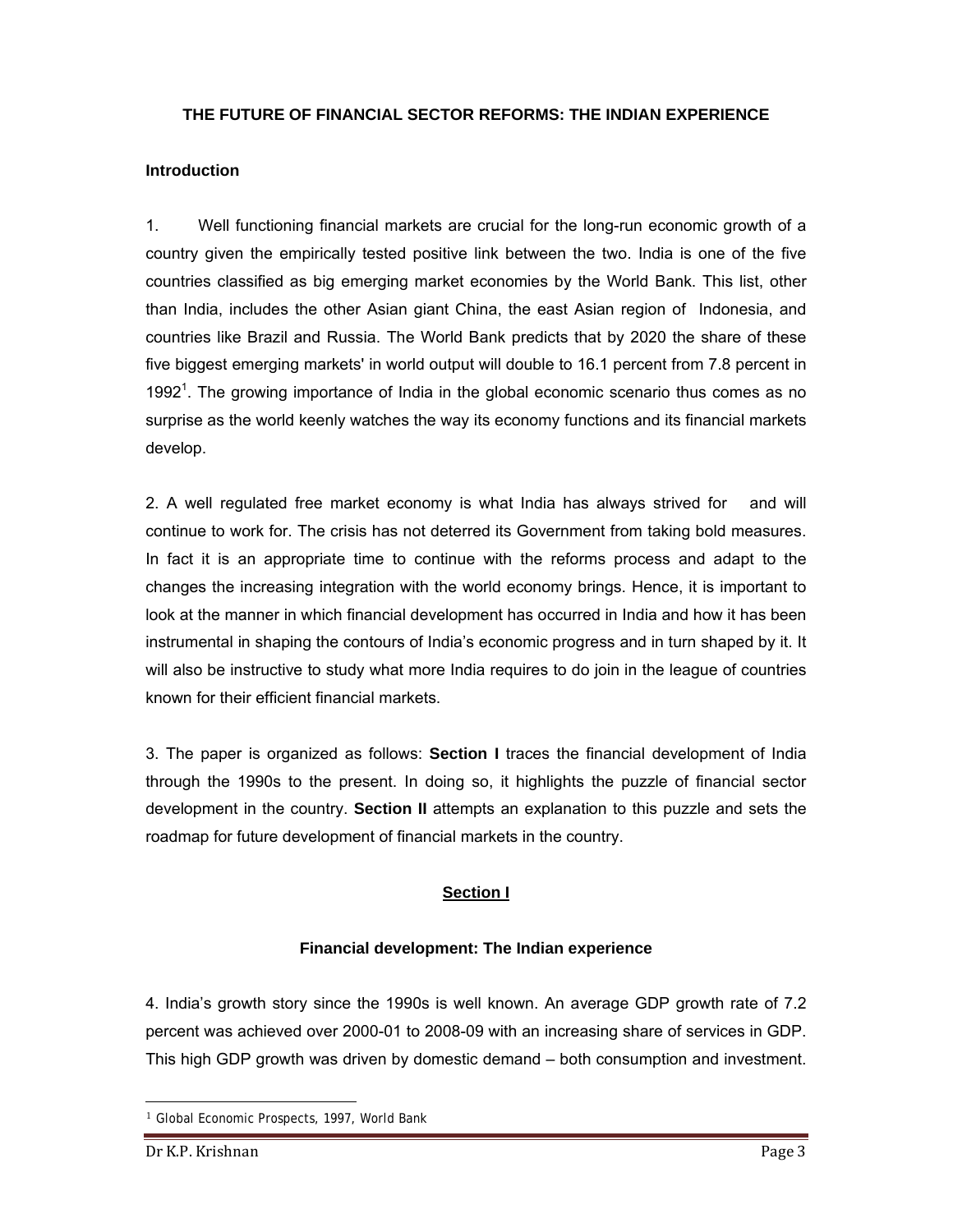# THE FUTURE OF FINANCIAL SECTOR REFORMS: THE INDIAN EXPERIENCE

## Introduction

1. Well functioning financial markets are crucial for the long-run economic growth of a country given the empirically tested positive link between the two. India is one of the five countries classified as big emerging market economies by the World Bank. This list, other than India, includes the other Asian giant China, the east Asian region of Indonesia, and countries like Brazil and Russia. The World Bank predicts that by 2020 the share of these five biggest emerging markets' in world output will double to 16.1 percent from 7.8 percent in 1992[1]. The growing importance of India in the global economic scenario thus comes as no surprise as the world keenly watches the way its economy functions and its financial markets develop.

2. A well regulated free market economy is what India has always strived for and will continue to work for. The crisis has not deterred its Government from taking bold measures. In fact it is an appropriate time to continue with the reforms process and adapt to the changes the increasing integration with the world economy brings. Hence, it is important to look at the manner in which financial development has occurred in India and how it has been instrumental in shaping the contours of India's economic progress and in turn shaped by it. It will also be instructive to study what more India requires to do join in the league of countries known for their efficient financial markets.

3. The paper is organized as follows: **Section I** traces the financial development of India through the 1990s to the present. In doing so, it highlights the puzzle of financial sector development in the country. **Section II** attempts an explanation to this puzzle and sets the roadmap for future development of financial markets in the country.

## Section I

### Financial development: The Indian experience

4. India's growth story since the 1990s is well known. An average GDP growth rate of 7.2 percent was achieved over 2000-01 to 2008-09 with an increasing share of services in GDP. This high GDP growth was driven by domestic demand – both consumption and investment.

[1] Global Economic Prospects, 1997, World Bank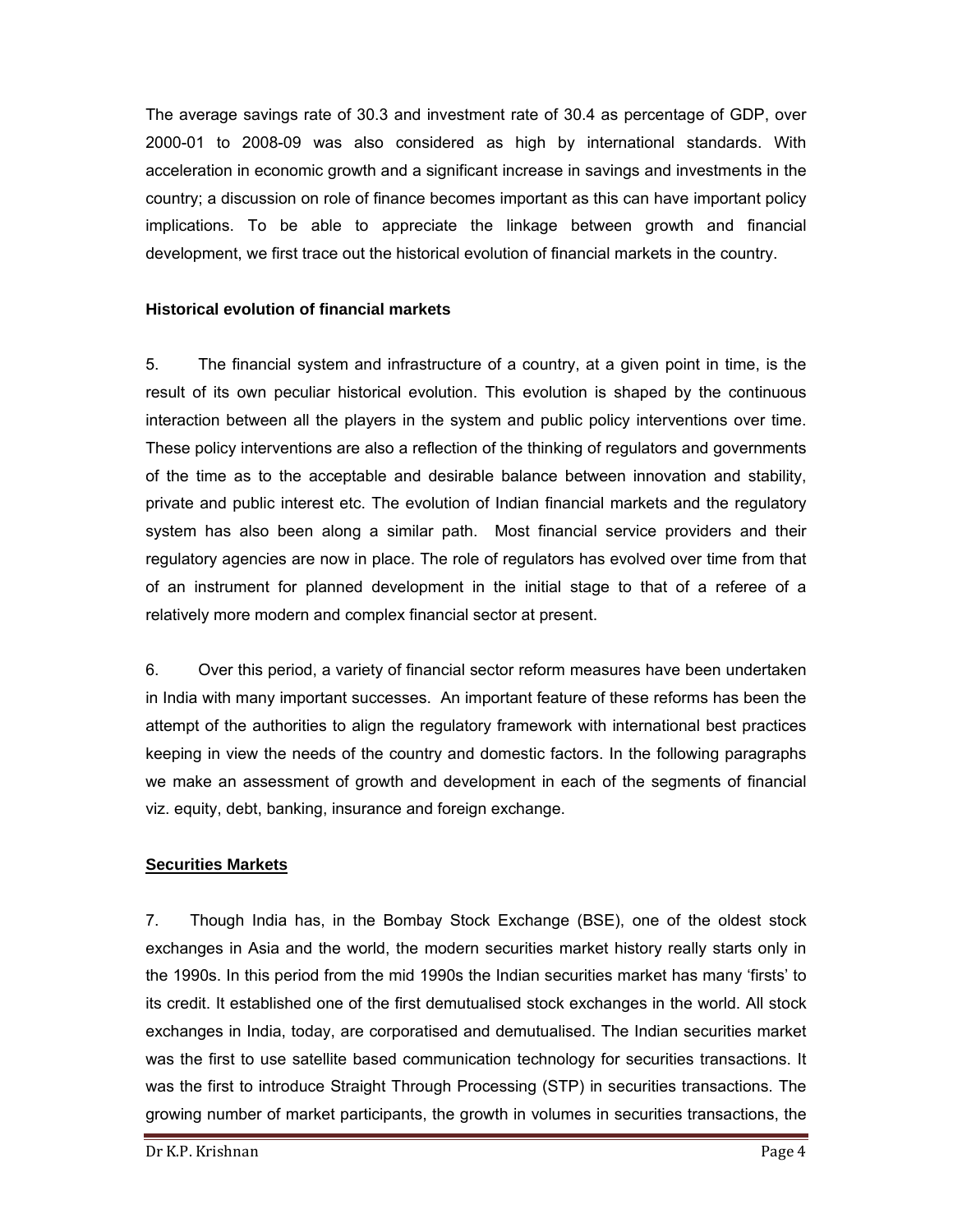The average savings rate of 30.3 and investment rate of 30.4 as percentage of GDP, over 2000-01 to 2008-09 was also considered as high by international standards. With acceleration in economic growth and a significant increase in savings and investments in the country; a discussion on role of finance becomes important as this can have important policy implications. To be able to appreciate the linkage between growth and financial development, we first trace out the historical evolution of financial markets in the country.

### Historical evolution of financial markets

5. The financial system and infrastructure of a country, at a given point in time, is the result of its own peculiar historical evolution. This evolution is shaped by the continuous interaction between all the players in the system and public policy interventions over time. These policy interventions are also a reflection of the thinking of regulators and governments of the time as to the acceptable and desirable balance between innovation and stability, private and public interest etc. The evolution of Indian financial markets and the regulatory system has also been along a similar path. Most financial service providers and their regulatory agencies are now in place. The role of regulators has evolved over time from that of an instrument for planned development in the initial stage to that of a referee of a relatively more modern and complex financial sector at present.

6. Over this period, a variety of financial sector reform measures have been undertaken in India with many important successes. An important feature of these reforms has been the attempt of the authorities to align the regulatory framework with international best practices keeping in view the needs of the country and domestic factors. In the following paragraphs we make an assessment of growth and development in each of the segments of financial viz. equity, debt, banking, insurance and foreign exchange.

### Securities Markets

7. Though India has, in the Bombay Stock Exchange (BSE), one of the oldest stock exchanges in Asia and the world, the modern securities market history really starts only in the 1990s. In this period from the mid 1990s the Indian securities market has many 'firsts' to its credit. It established one of the first demutualised stock exchanges in the world. All stock exchanges in India, today, are corporatised and demutualised. The Indian securities market was the first to use satellite based communication technology for securities transactions. It was the first to introduce Straight Through Processing (STP) in securities transactions. The growing number of market participants, the growth in volumes in securities transactions, the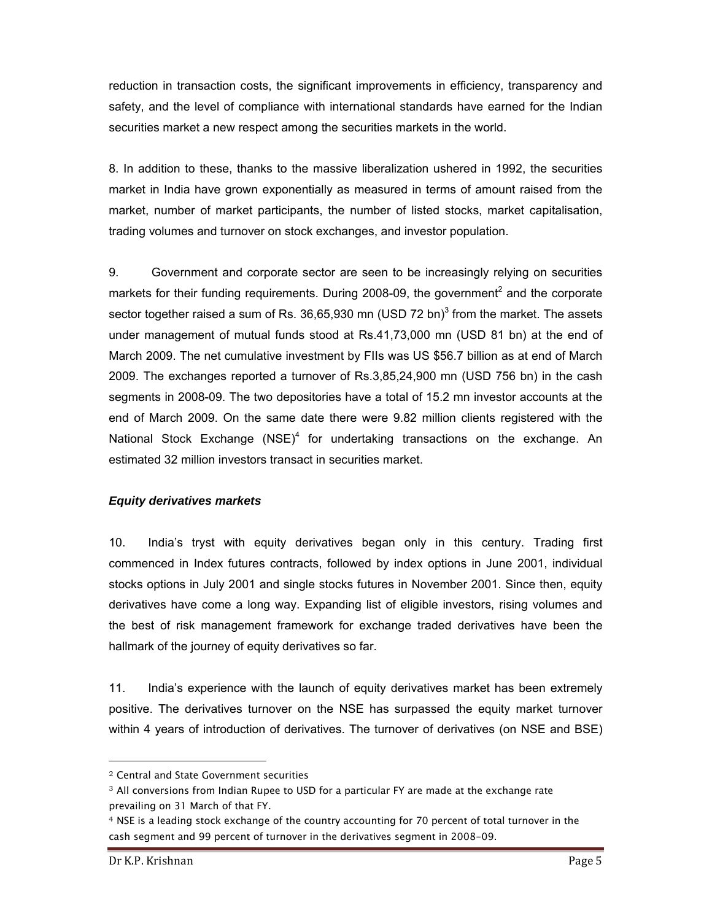reduction in transaction costs, the significant improvements in efficiency, transparency and safety, and the level of compliance with international standards have earned for the Indian securities market a new respect among the securities markets in the world.

8. In addition to these, thanks to the massive liberalization ushered in 1992, the securities market in India have grown exponentially as measured in terms of amount raised from the market, number of market participants, the number of listed stocks, market capitalisation, trading volumes and turnover on stock exchanges, and investor population.

9. Government and corporate sector are seen to be increasingly relying on securities markets for their funding requirements. During 2008-09, the government[2] and the corporate sector together raised a sum of Rs. 36,65,930 mn (USD 72 bn)[3] from the market. The assets under management of mutual funds stood at Rs.41,73,000 mn (USD 81 bn) at the end of March 2009. The net cumulative investment by FIIs was US $56.7 billion as at end of March 2009. The exchanges reported a turnover of Rs.3,85,24,900 mn (USD 756 bn) in the cash segments in 2008-09. The two depositories have a total of 15.2 mn investor accounts at the end of March 2009. On the same date there were 9.82 million clients registered with the National Stock Exchange (NSE)[4] for undertaking transactions on the exchange. An estimated 32 million investors transact in securities market.

### *Equity derivatives markets*

10. India's tryst with equity derivatives began only in this century. Trading first commenced in Index futures contracts, followed by index options in June 2001, individual stocks options in July 2001 and single stocks futures in November 2001. Since then, equity derivatives have come a long way. Expanding list of eligible investors, rising volumes and the best of risk management framework for exchange traded derivatives have been the hallmark of the journey of equity derivatives so far.

11. India's experience with the launch of equity derivatives market has been extremely positive. The derivatives turnover on the NSE has surpassed the equity market turnover within 4 years of introduction of derivatives. The turnover of derivatives (on NSE and BSE)

---

[2] Central and State Government securities

[3] All conversions from Indian Rupee to USD for a particular FY are made at the exchange rate prevailing on 31 March of that FY.

[4] NSE is a leading stock exchange of the country accounting for 70 percent of total turnover in the cash segment and 99 percent of turnover in the derivatives segment in 2008-09.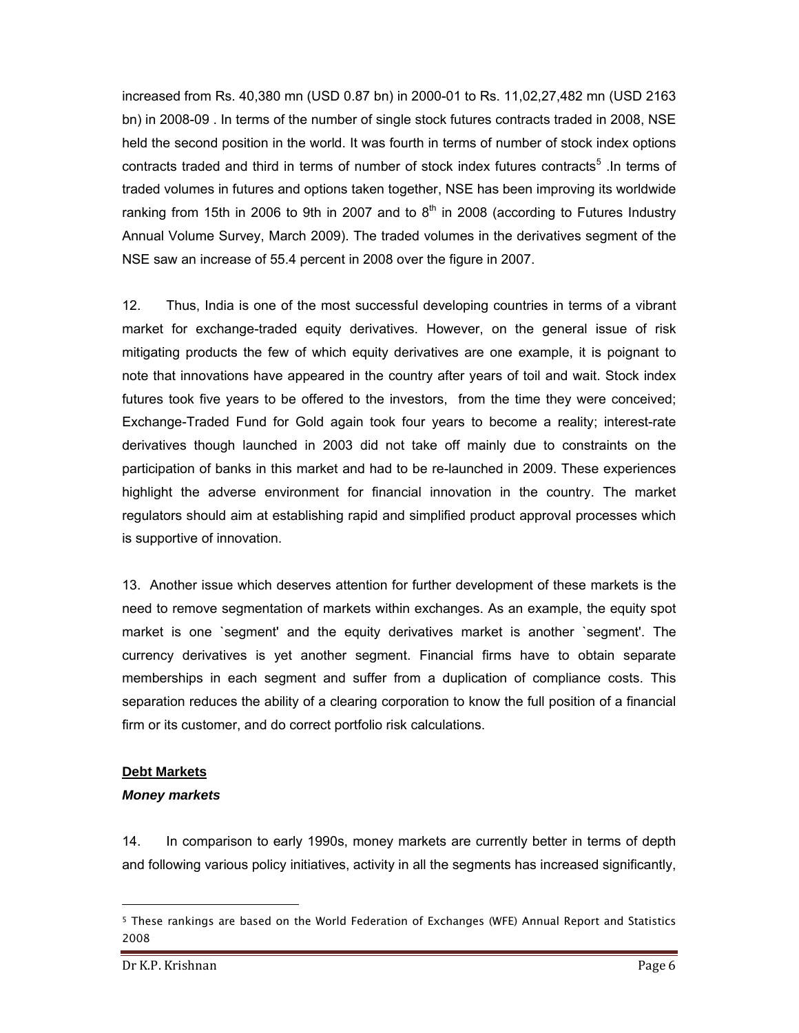increased from Rs. 40,380 mn (USD 0.87 bn) in 2000-01 to Rs. 11,02,27,482 mn (USD 2163 bn) in 2008-09 . In terms of the number of single stock futures contracts traded in 2008, NSE held the second position in the world. It was fourth in terms of number of stock index options contracts traded and third in terms of number of stock index futures contracts[5] .In terms of traded volumes in futures and options taken together, NSE has been improving its worldwide ranking from 15th in 2006 to 9th in 2007 and to 8th in 2008 (according to Futures Industry Annual Volume Survey, March 2009). The traded volumes in the derivatives segment of the NSE saw an increase of 55.4 percent in 2008 over the figure in 2007.

12. Thus, India is one of the most successful developing countries in terms of a vibrant market for exchange-traded equity derivatives. However, on the general issue of risk mitigating products the few of which equity derivatives are one example, it is poignant to note that innovations have appeared in the country after years of toil and wait. Stock index futures took five years to be offered to the investors, from the time they were conceived; Exchange-Traded Fund for Gold again took four years to become a reality; interest-rate derivatives though launched in 2003 did not take off mainly due to constraints on the participation of banks in this market and had to be re-launched in 2009. These experiences highlight the adverse environment for financial innovation in the country. The market regulators should aim at establishing rapid and simplified product approval processes which is supportive of innovation.

13. Another issue which deserves attention for further development of these markets is the need to remove segmentation of markets within exchanges. As an example, the equity spot market is one `segment' and the equity derivatives market is another `segment'. The currency derivatives is yet another segment. Financial firms have to obtain separate memberships in each segment and suffer from a duplication of compliance costs. This separation reduces the ability of a clearing corporation to know the full position of a financial firm or its customer, and do correct portfolio risk calculations.

## Debt Markets

### *Money markets*

14. In comparison to early 1990s, money markets are currently better in terms of depth and following various policy initiatives, activity in all the segments has increased significantly,

---

[5] These rankings are based on the World Federation of Exchanges (WFE) Annual Report and Statistics 2008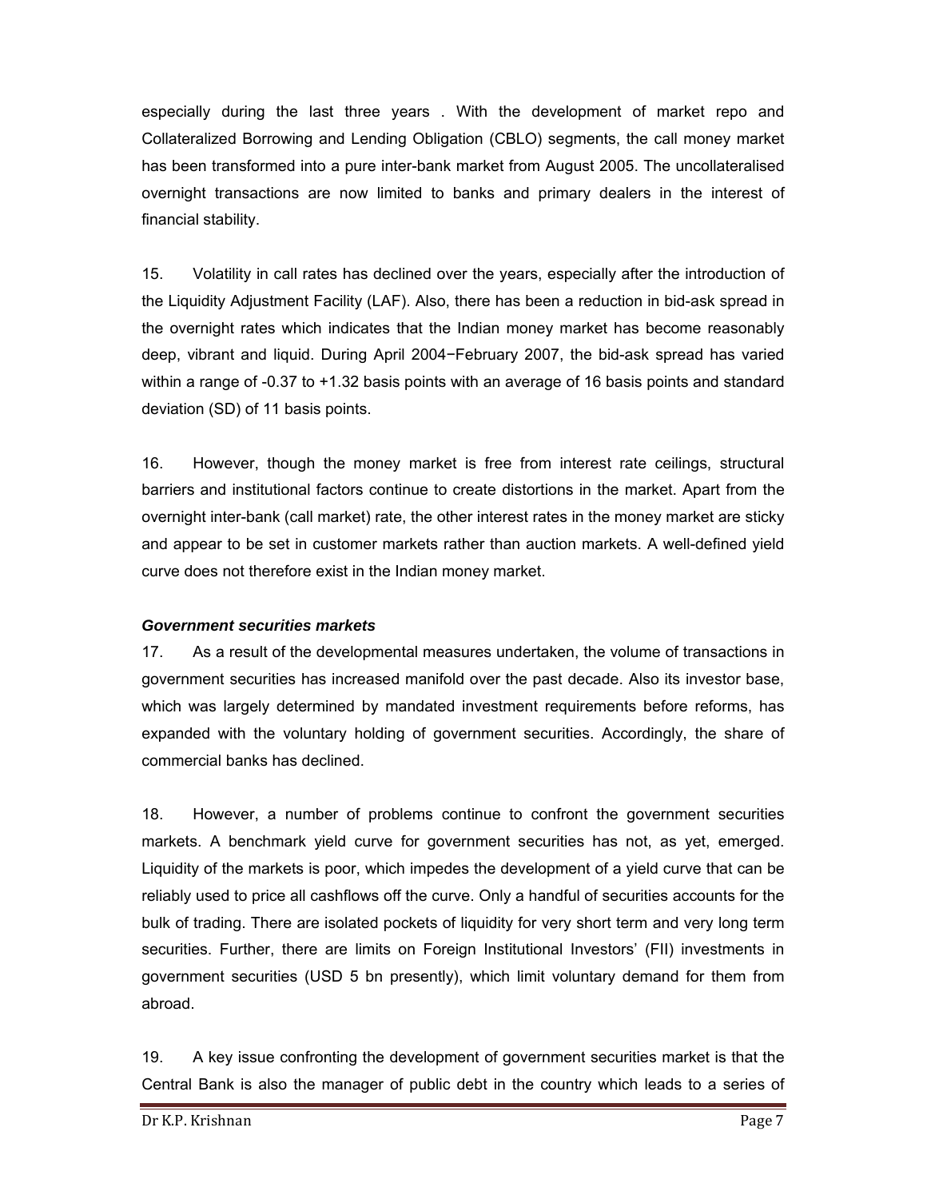especially during the last three years . With the development of market repo and Collateralized Borrowing and Lending Obligation (CBLO) segments, the call money market has been transformed into a pure inter-bank market from August 2005. The uncollateralised overnight transactions are now limited to banks and primary dealers in the interest of financial stability.

15. Volatility in call rates has declined over the years, especially after the introduction of the Liquidity Adjustment Facility (LAF). Also, there has been a reduction in bid-ask spread in the overnight rates which indicates that the Indian money market has become reasonably deep, vibrant and liquid. During April 2004−February 2007, the bid-ask spread has varied within a range of -0.37 to +1.32 basis points with an average of 16 basis points and standard deviation (SD) of 11 basis points.

16. However, though the money market is free from interest rate ceilings, structural barriers and institutional factors continue to create distortions in the market. Apart from the overnight inter-bank (call market) rate, the other interest rates in the money market are sticky and appear to be set in customer markets rather than auction markets. A well-defined yield curve does not therefore exist in the Indian money market.

***Government securities markets***

17. As a result of the developmental measures undertaken, the volume of transactions in government securities has increased manifold over the past decade. Also its investor base, which was largely determined by mandated investment requirements before reforms, has expanded with the voluntary holding of government securities. Accordingly, the share of commercial banks has declined.

18. However, a number of problems continue to confront the government securities markets. A benchmark yield curve for government securities has not, as yet, emerged. Liquidity of the markets is poor, which impedes the development of a yield curve that can be reliably used to price all cashflows off the curve. Only a handful of securities accounts for the bulk of trading. There are isolated pockets of liquidity for very short term and very long term securities. Further, there are limits on Foreign Institutional Investors' (FII) investments in government securities (USD 5 bn presently), which limit voluntary demand for them from abroad.

19. A key issue confronting the development of government securities market is that the Central Bank is also the manager of public debt in the country which leads to a series of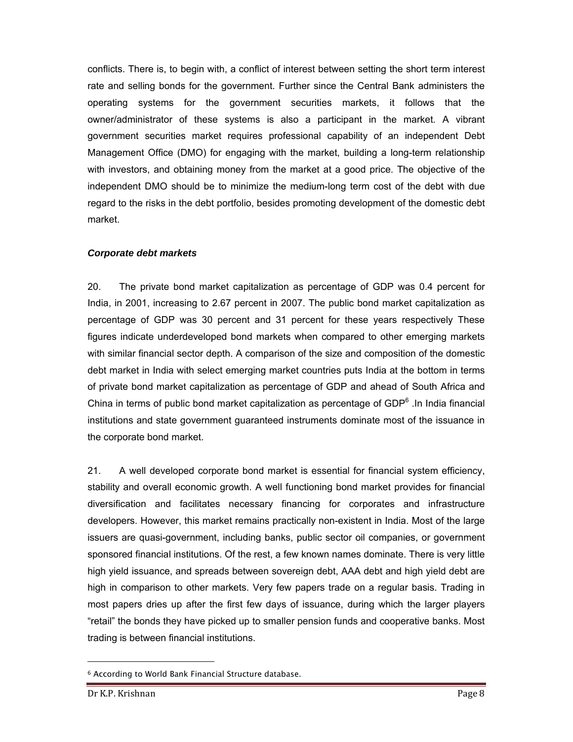conflicts. There is, to begin with, a conflict of interest between setting the short term interest rate and selling bonds for the government. Further since the Central Bank administers the operating systems for the government securities markets, it follows that the owner/administrator of these systems is also a participant in the market. A vibrant government securities market requires professional capability of an independent Debt Management Office (DMO) for engaging with the market, building a long-term relationship with investors, and obtaining money from the market at a good price. The objective of the independent DMO should be to minimize the medium-long term cost of the debt with due regard to the risks in the debt portfolio, besides promoting development of the domestic debt market.

***Corporate debt markets***

20. The private bond market capitalization as percentage of GDP was 0.4 percent for India, in 2001, increasing to 2.67 percent in 2007. The public bond market capitalization as percentage of GDP was 30 percent and 31 percent for these years respectively These figures indicate underdeveloped bond markets when compared to other emerging markets with similar financial sector depth. A comparison of the size and composition of the domestic debt market in India with select emerging market countries puts India at the bottom in terms of private bond market capitalization as percentage of GDP and ahead of South Africa and China in terms of public bond market capitalization as percentage of GDP[6] .In India financial institutions and state government guaranteed instruments dominate most of the issuance in the corporate bond market.

21. A well developed corporate bond market is essential for financial system efficiency, stability and overall economic growth. A well functioning bond market provides for financial diversification and facilitates necessary financing for corporates and infrastructure developers. However, this market remains practically non-existent in India. Most of the large issuers are quasi-government, including banks, public sector oil companies, or government sponsored financial institutions. Of the rest, a few known names dominate. There is very little high yield issuance, and spreads between sovereign debt, AAA debt and high yield debt are high in comparison to other markets. Very few papers trade on a regular basis. Trading in most papers dries up after the first few days of issuance, during which the larger players "retail" the bonds they have picked up to smaller pension funds and cooperative banks. Most trading is between financial institutions.

[6] According to World Bank Financial Structure database.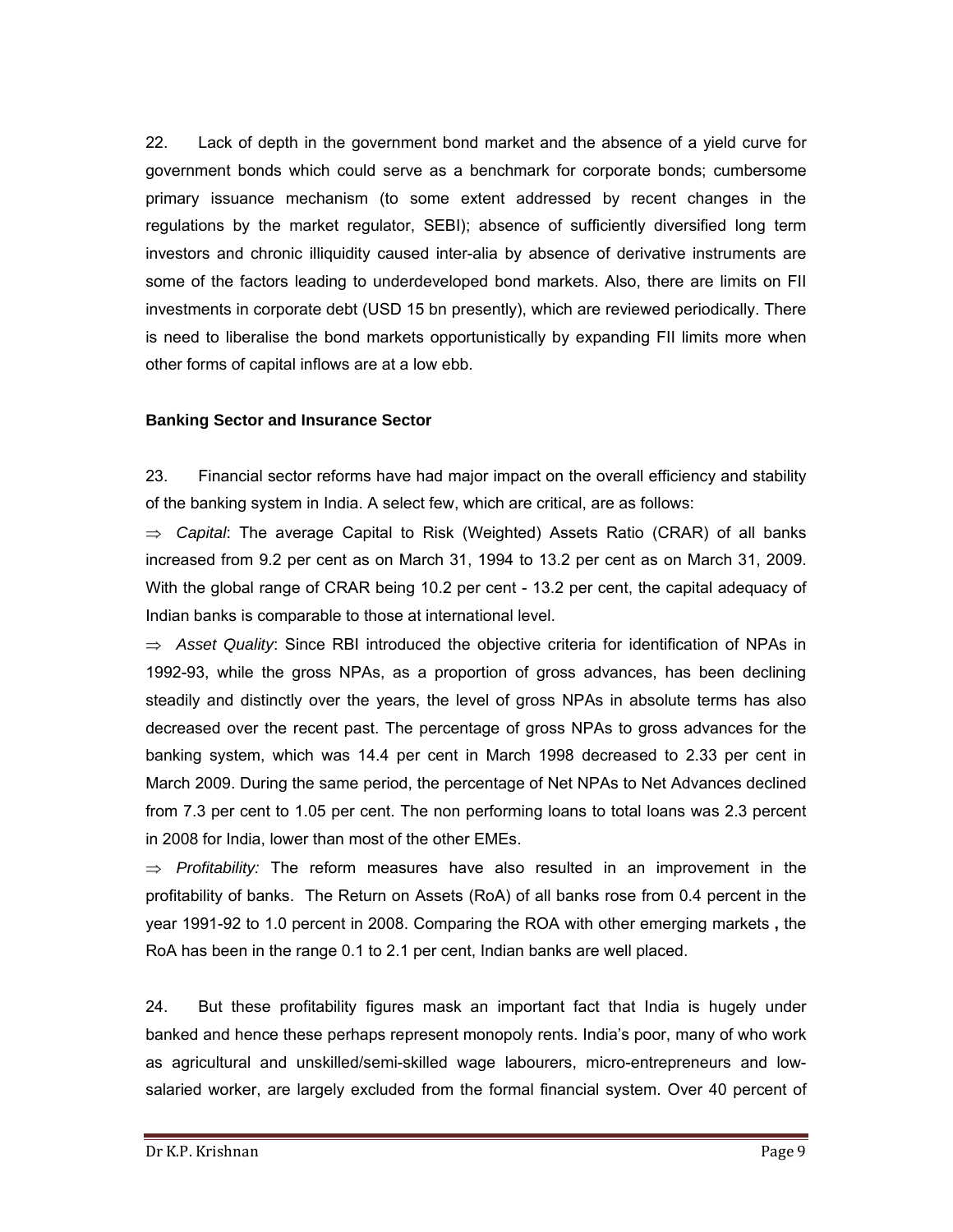22. Lack of depth in the government bond market and the absence of a yield curve for government bonds which could serve as a benchmark for corporate bonds; cumbersome primary issuance mechanism (to some extent addressed by recent changes in the regulations by the market regulator, SEBI); absence of sufficiently diversified long term investors and chronic illiquidity caused inter-alia by absence of derivative instruments are some of the factors leading to underdeveloped bond markets. Also, there are limits on FII investments in corporate debt (USD 15 bn presently), which are reviewed periodically. There is need to liberalise the bond markets opportunistically by expanding FII limits more when other forms of capital inflows are at a low ebb.

**Banking Sector and Insurance Sector**

23. Financial sector reforms have had major impact on the overall efficiency and stability of the banking system in India. A select few, which are critical, are as follows:

⇒ *Capital*: The average Capital to Risk (Weighted) Assets Ratio (CRAR) of all banks increased from 9.2 per cent as on March 31, 1994 to 13.2 per cent as on March 31, 2009. With the global range of CRAR being 10.2 per cent - 13.2 per cent, the capital adequacy of Indian banks is comparable to those at international level.

⇒ *Asset Quality*: Since RBI introduced the objective criteria for identification of NPAs in 1992-93, while the gross NPAs, as a proportion of gross advances, has been declining steadily and distinctly over the years, the level of gross NPAs in absolute terms has also decreased over the recent past. The percentage of gross NPAs to gross advances for the banking system, which was 14.4 per cent in March 1998 decreased to 2.33 per cent in March 2009. During the same period, the percentage of Net NPAs to Net Advances declined from 7.3 per cent to 1.05 per cent. The non performing loans to total loans was 2.3 percent in 2008 for India, lower than most of the other EMEs.

⇒ *Profitability:* The reform measures have also resulted in an improvement in the profitability of banks. The Return on Assets (RoA) of all banks rose from 0.4 percent in the year 1991-92 to 1.0 percent in 2008. Comparing the ROA with other emerging markets **,** the RoA has been in the range 0.1 to 2.1 per cent, Indian banks are well placed.

24. But these profitability figures mask an important fact that India is hugely under banked and hence these perhaps represent monopoly rents. India's poor, many of who work as agricultural and unskilled/semi-skilled wage labourers, micro-entrepreneurs and low-salaried worker, are largely excluded from the formal financial system. Over 40 percent of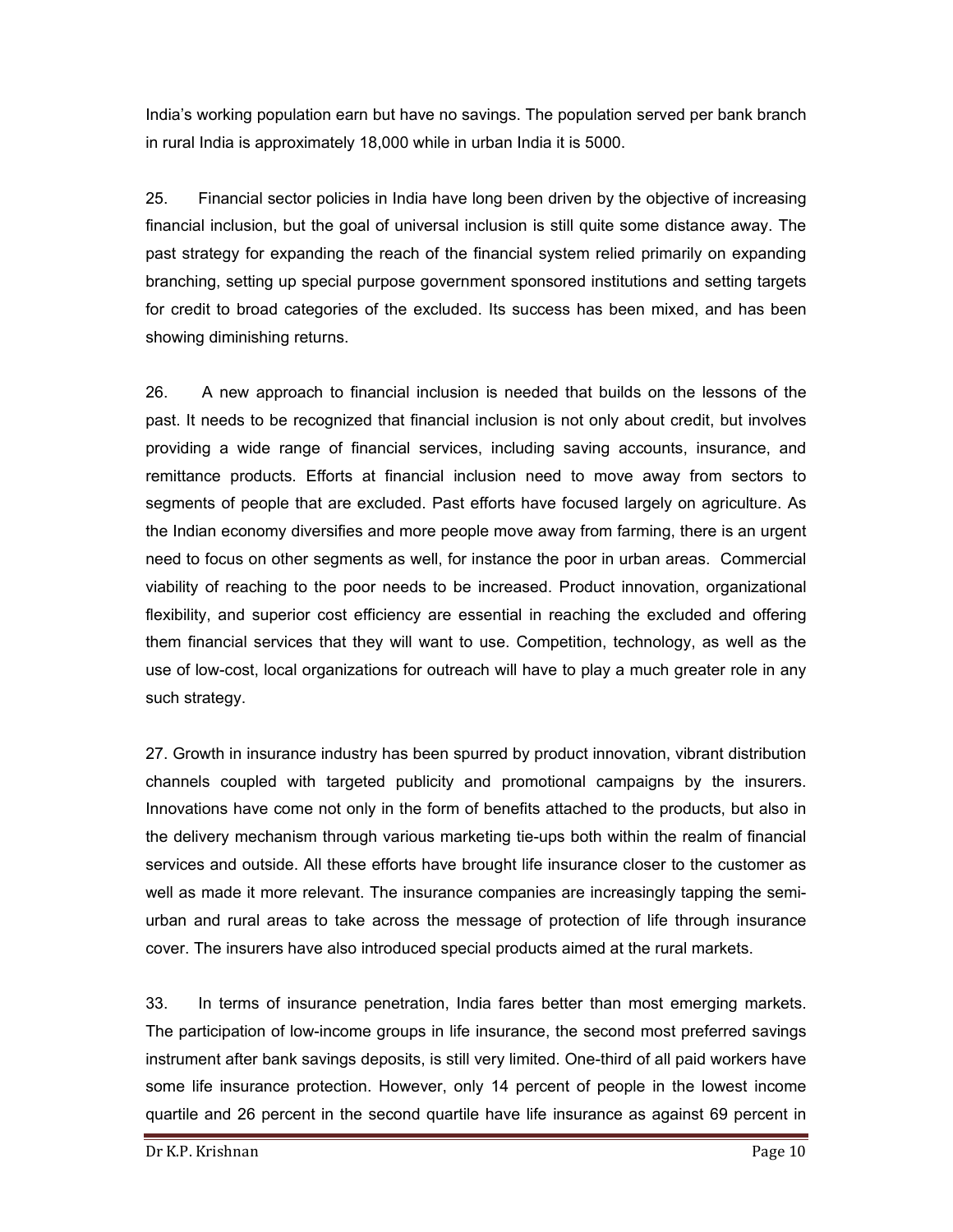India's working population earn but have no savings. The population served per bank branch in rural India is approximately 18,000 while in urban India it is 5000.

25. Financial sector policies in India have long been driven by the objective of increasing financial inclusion, but the goal of universal inclusion is still quite some distance away. The past strategy for expanding the reach of the financial system relied primarily on expanding branching, setting up special purpose government sponsored institutions and setting targets for credit to broad categories of the excluded. Its success has been mixed, and has been showing diminishing returns.

26. A new approach to financial inclusion is needed that builds on the lessons of the past. It needs to be recognized that financial inclusion is not only about credit, but involves providing a wide range of financial services, including saving accounts, insurance, and remittance products. Efforts at financial inclusion need to move away from sectors to segments of people that are excluded. Past efforts have focused largely on agriculture. As the Indian economy diversifies and more people move away from farming, there is an urgent need to focus on other segments as well, for instance the poor in urban areas. Commercial viability of reaching to the poor needs to be increased. Product innovation, organizational flexibility, and superior cost efficiency are essential in reaching the excluded and offering them financial services that they will want to use. Competition, technology, as well as the use of low-cost, local organizations for outreach will have to play a much greater role in any such strategy.

27. Growth in insurance industry has been spurred by product innovation, vibrant distribution channels coupled with targeted publicity and promotional campaigns by the insurers. Innovations have come not only in the form of benefits attached to the products, but also in the delivery mechanism through various marketing tie-ups both within the realm of financial services and outside. All these efforts have brought life insurance closer to the customer as well as made it more relevant. The insurance companies are increasingly tapping the semi-urban and rural areas to take across the message of protection of life through insurance cover. The insurers have also introduced special products aimed at the rural markets.

33. In terms of insurance penetration, India fares better than most emerging markets. The participation of low-income groups in life insurance, the second most preferred savings instrument after bank savings deposits, is still very limited. One-third of all paid workers have some life insurance protection. However, only 14 percent of people in the lowest income quartile and 26 percent in the second quartile have life insurance as against 69 percent in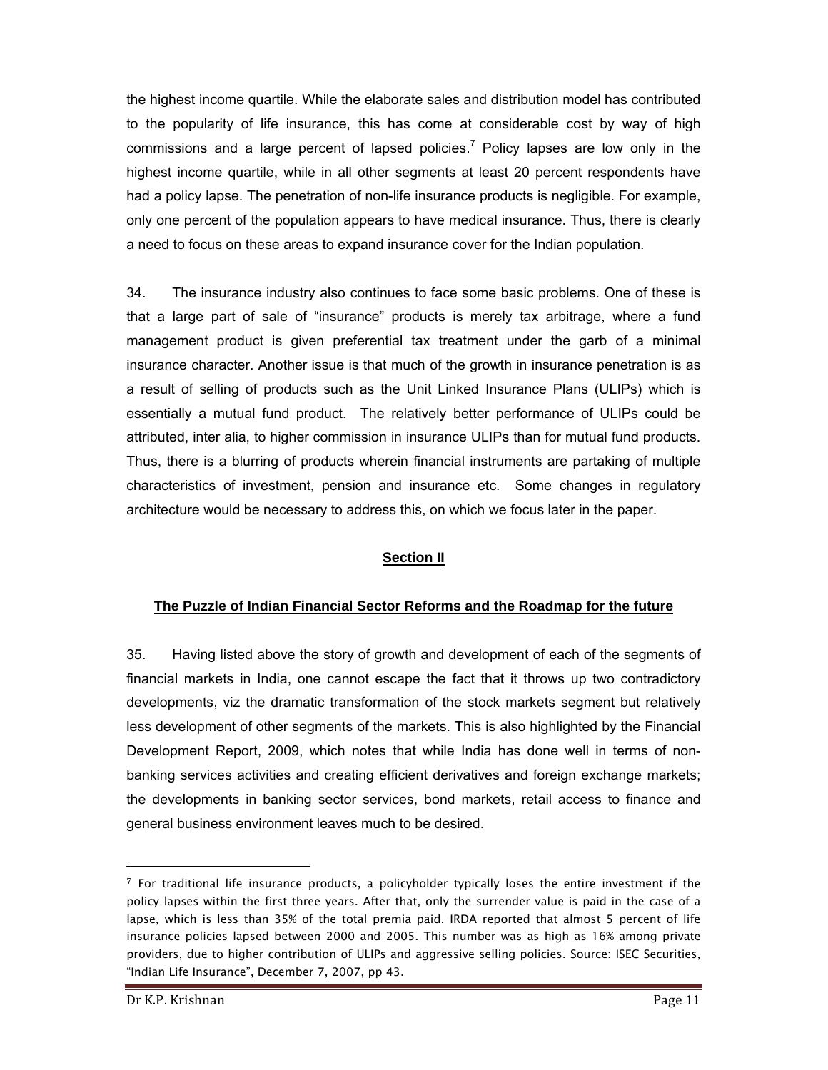the highest income quartile. While the elaborate sales and distribution model has contributed to the popularity of life insurance, this has come at considerable cost by way of high commissions and a large percent of lapsed policies.[7] Policy lapses are low only in the highest income quartile, while in all other segments at least 20 percent respondents have had a policy lapse. The penetration of non-life insurance products is negligible. For example, only one percent of the population appears to have medical insurance. Thus, there is clearly a need to focus on these areas to expand insurance cover for the Indian population.

34. The insurance industry also continues to face some basic problems. One of these is that a large part of sale of "insurance" products is merely tax arbitrage, where a fund management product is given preferential tax treatment under the garb of a minimal insurance character. Another issue is that much of the growth in insurance penetration is as a result of selling of products such as the Unit Linked Insurance Plans (ULIPs) which is essentially a mutual fund product. The relatively better performance of ULIPs could be attributed, inter alia, to higher commission in insurance ULIPs than for mutual fund products. Thus, there is a blurring of products wherein financial instruments are partaking of multiple characteristics of investment, pension and insurance etc. Some changes in regulatory architecture would be necessary to address this, on which we focus later in the paper.

## Section II

## The Puzzle of Indian Financial Sector Reforms and the Roadmap for the future

35. Having listed above the story of growth and development of each of the segments of financial markets in India, one cannot escape the fact that it throws up two contradictory developments, viz the dramatic transformation of the stock markets segment but relatively less development of other segments of the markets. This is also highlighted by the Financial Development Report, 2009, which notes that while India has done well in terms of non-banking services activities and creating efficient derivatives and foreign exchange markets; the developments in banking sector services, bond markets, retail access to finance and general business environment leaves much to be desired.

---

[7] For traditional life insurance products, a policyholder typically loses the entire investment if the policy lapses within the first three years. After that, only the surrender value is paid in the case of a lapse, which is less than 35% of the total premia paid. IRDA reported that almost 5 percent of life insurance policies lapsed between 2000 and 2005. This number was as high as 16% among private providers, due to higher contribution of ULIPs and aggressive selling policies. Source: ISEC Securities, "Indian Life Insurance", December 7, 2007, pp 43.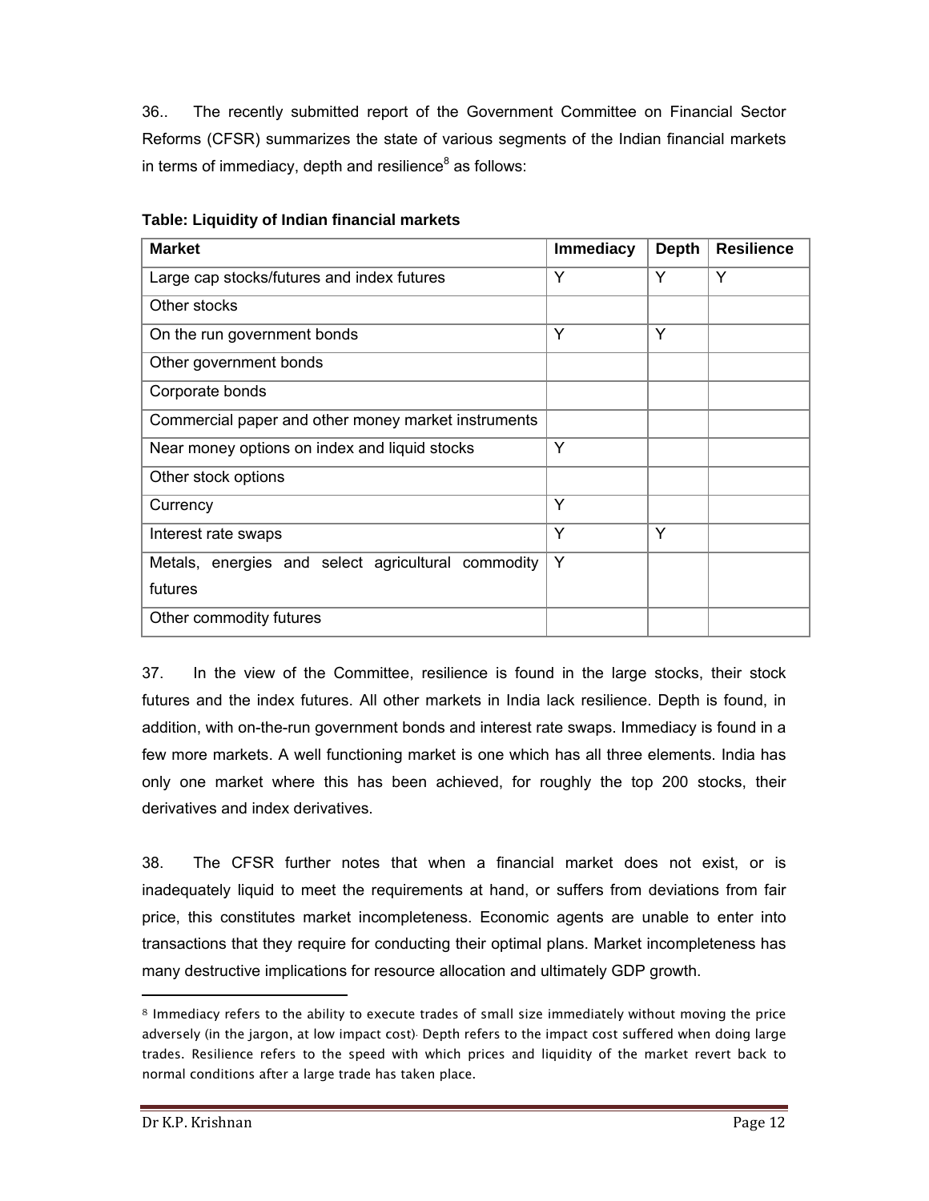36.. The recently submitted report of the Government Committee on Financial Sector Reforms (CFSR) summarizes the state of various segments of the Indian financial markets in terms of immediacy, depth and resilience[8] as follows:

**Table: Liquidity of Indian financial markets**

| Market | Immediacy | Depth | Resilience |
|---|---|---|---|
| Large cap stocks/futures and index futures | Y | Y | Y |
| Other stocks | | | |
| On the run government bonds | Y | Y | |
| Other government bonds | | | |
| Corporate bonds | | | |
| Commercial paper and other money market instruments | | | |
| Near money options on index and liquid stocks | Y | | |
| Other stock options | | | |
| Currency | Y | | |
| Interest rate swaps | Y | Y | |
| Metals, energies and select agricultural commodity futures | Y | | |
| Other commodity futures | | | |

37. In the view of the Committee, resilience is found in the large stocks, their stock futures and the index futures. All other markets in India lack resilience. Depth is found, in addition, with on-the-run government bonds and interest rate swaps. Immediacy is found in a few more markets. A well functioning market is one which has all three elements. India has only one market where this has been achieved, for roughly the top 200 stocks, their derivatives and index derivatives.

38. The CFSR further notes that when a financial market does not exist, or is inadequately liquid to meet the requirements at hand, or suffers from deviations from fair price, this constitutes market incompleteness. Economic agents are unable to enter into transactions that they require for conducting their optimal plans. Market incompleteness has many destructive implications for resource allocation and ultimately GDP growth.

[8] Immediacy refers to the ability to execute trades of small size immediately without moving the price adversely (in the jargon, at low impact cost). Depth refers to the impact cost suffered when doing large trades. Resilience refers to the speed with which prices and liquidity of the market revert back to normal conditions after a large trade has taken place.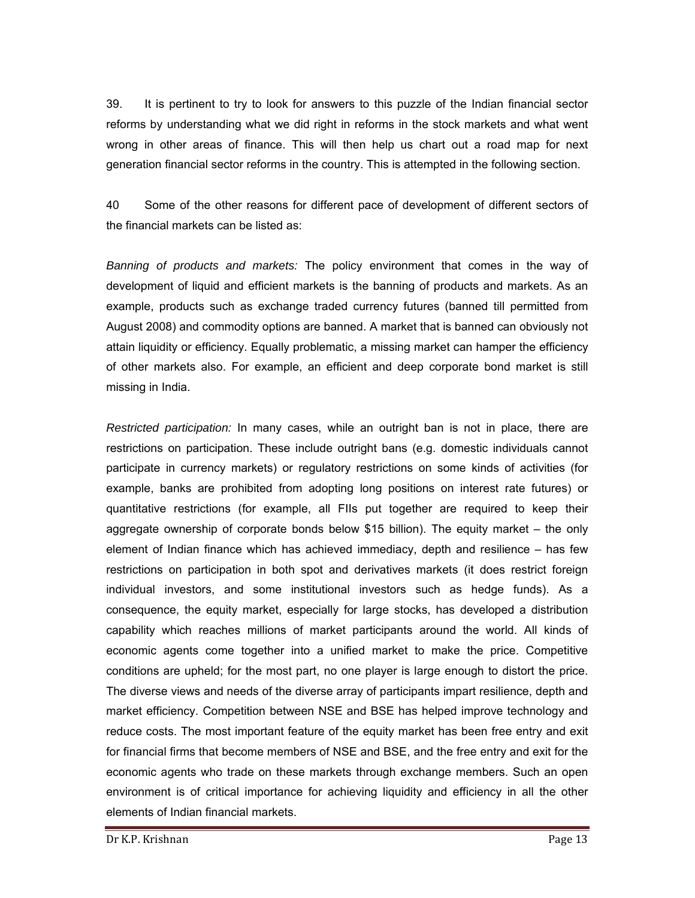39. It is pertinent to try to look for answers to this puzzle of the Indian financial sector reforms by understanding what we did right in reforms in the stock markets and what went wrong in other areas of finance. This will then help us chart out a road map for next generation financial sector reforms in the country. This is attempted in the following section.

40 Some of the other reasons for different pace of development of different sectors of the financial markets can be listed as:

*Banning of products and markets:* The policy environment that comes in the way of development of liquid and efficient markets is the banning of products and markets. As an example, products such as exchange traded currency futures (banned till permitted from August 2008) and commodity options are banned. A market that is banned can obviously not attain liquidity or efficiency. Equally problematic, a missing market can hamper the efficiency of other markets also. For example, an efficient and deep corporate bond market is still missing in India.

*Restricted participation:* In many cases, while an outright ban is not in place, there are restrictions on participation. These include outright bans (e.g. domestic individuals cannot participate in currency markets) or regulatory restrictions on some kinds of activities (for example, banks are prohibited from adopting long positions on interest rate futures) or quantitative restrictions (for example, all FIIs put together are required to keep their aggregate ownership of corporate bonds below $15 billion). The equity market – the only element of Indian finance which has achieved immediacy, depth and resilience – has few restrictions on participation in both spot and derivatives markets (it does restrict foreign individual investors, and some institutional investors such as hedge funds). As a consequence, the equity market, especially for large stocks, has developed a distribution capability which reaches millions of market participants around the world. All kinds of economic agents come together into a unified market to make the price. Competitive conditions are upheld; for the most part, no one player is large enough to distort the price. The diverse views and needs of the diverse array of participants impart resilience, depth and market efficiency. Competition between NSE and BSE has helped improve technology and reduce costs. The most important feature of the equity market has been free entry and exit for financial firms that become members of NSE and BSE, and the free entry and exit for the economic agents who trade on these markets through exchange members. Such an open environment is of critical importance for achieving liquidity and efficiency in all the other elements of Indian financial markets.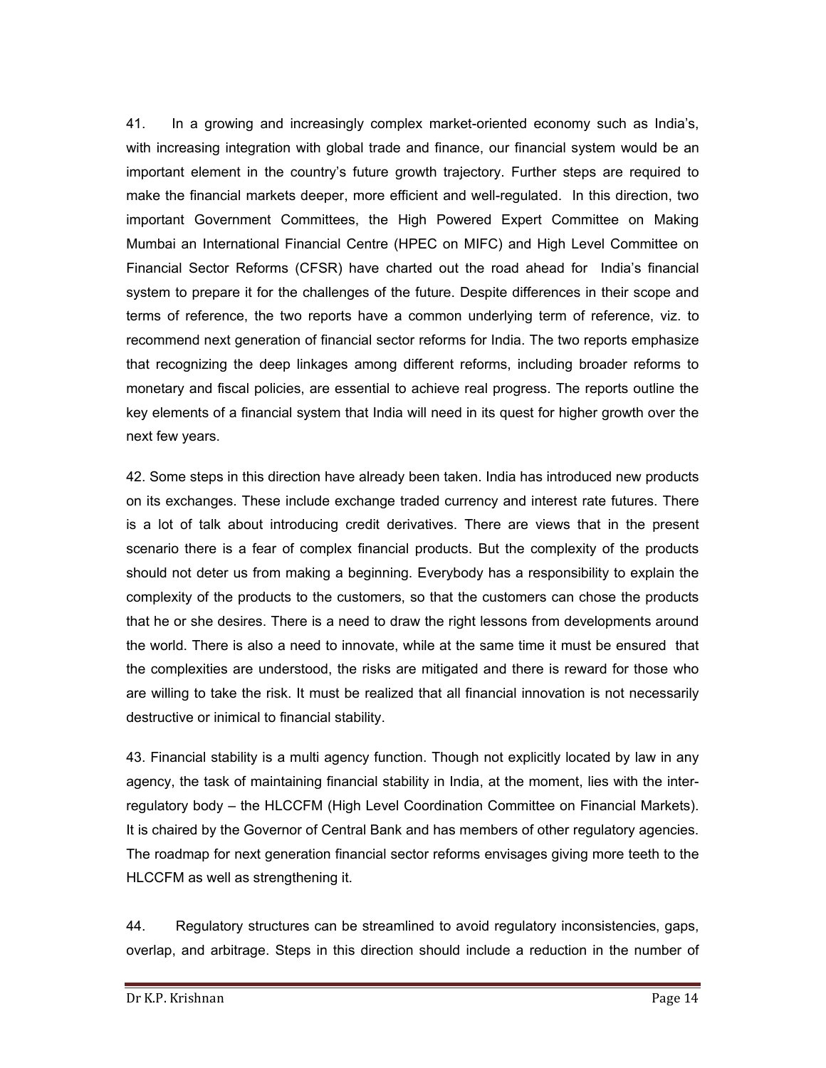41. In a growing and increasingly complex market-oriented economy such as India's, with increasing integration with global trade and finance, our financial system would be an important element in the country's future growth trajectory. Further steps are required to make the financial markets deeper, more efficient and well-regulated. In this direction, two important Government Committees, the High Powered Expert Committee on Making Mumbai an International Financial Centre (HPEC on MIFC) and High Level Committee on Financial Sector Reforms (CFSR) have charted out the road ahead for India's financial system to prepare it for the challenges of the future. Despite differences in their scope and terms of reference, the two reports have a common underlying term of reference, viz. to recommend next generation of financial sector reforms for India. The two reports emphasize that recognizing the deep linkages among different reforms, including broader reforms to monetary and fiscal policies, are essential to achieve real progress. The reports outline the key elements of a financial system that India will need in its quest for higher growth over the next few years.

42. Some steps in this direction have already been taken. India has introduced new products on its exchanges. These include exchange traded currency and interest rate futures. There is a lot of talk about introducing credit derivatives. There are views that in the present scenario there is a fear of complex financial products. But the complexity of the products should not deter us from making a beginning. Everybody has a responsibility to explain the complexity of the products to the customers, so that the customers can chose the products that he or she desires. There is a need to draw the right lessons from developments around the world. There is also a need to innovate, while at the same time it must be ensured that the complexities are understood, the risks are mitigated and there is reward for those who are willing to take the risk. It must be realized that all financial innovation is not necessarily destructive or inimical to financial stability.

43. Financial stability is a multi agency function. Though not explicitly located by law in any agency, the task of maintaining financial stability in India, at the moment, lies with the inter-regulatory body – the HLCCFM (High Level Coordination Committee on Financial Markets). It is chaired by the Governor of Central Bank and has members of other regulatory agencies. The roadmap for next generation financial sector reforms envisages giving more teeth to the HLCCFM as well as strengthening it.

44. Regulatory structures can be streamlined to avoid regulatory inconsistencies, gaps, overlap, and arbitrage. Steps in this direction should include a reduction in the number of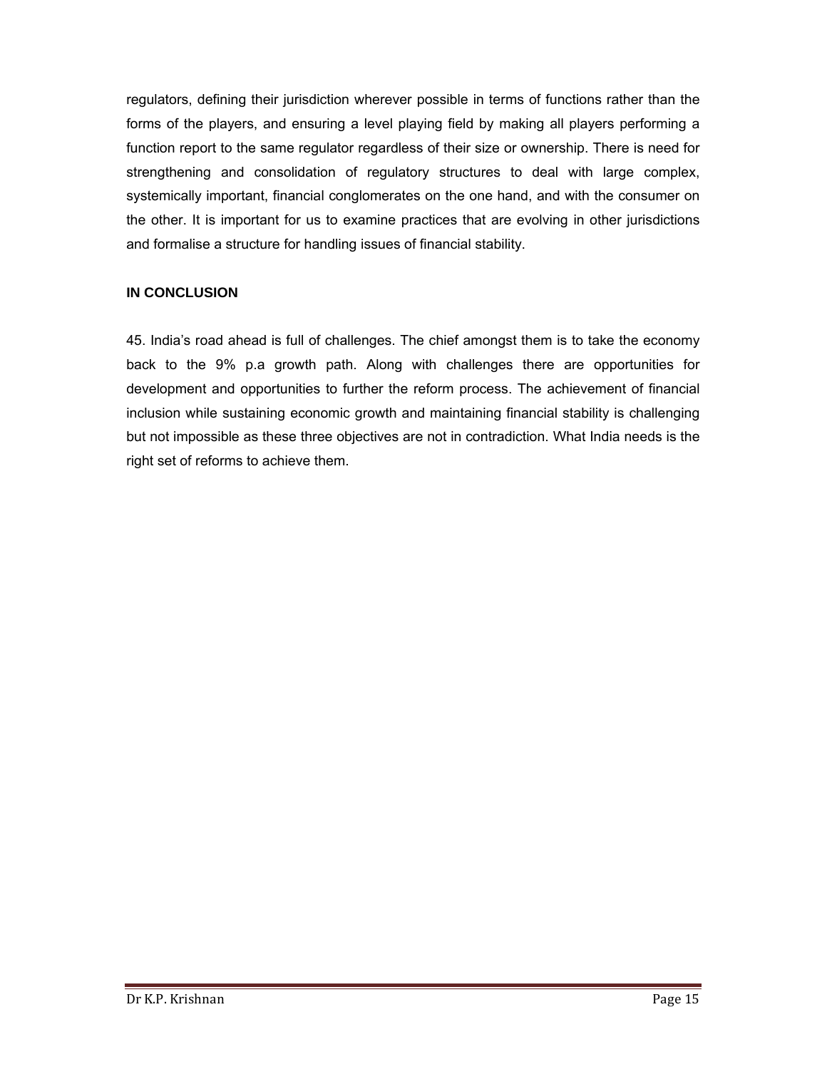regulators, defining their jurisdiction wherever possible in terms of functions rather than the forms of the players, and ensuring a level playing field by making all players performing a function report to the same regulator regardless of their size or ownership. There is need for strengthening and consolidation of regulatory structures to deal with large complex, systemically important, financial conglomerates on the one hand, and with the consumer on the other. It is important for us to examine practices that are evolving in other jurisdictions and formalise a structure for handling issues of financial stability.

## IN CONCLUSION

45. India's road ahead is full of challenges. The chief amongst them is to take the economy back to the 9% p.a growth path. Along with challenges there are opportunities for development and opportunities to further the reform process. The achievement of financial inclusion while sustaining economic growth and maintaining financial stability is challenging but not impossible as these three objectives are not in contradiction. What India needs is the right set of reforms to achieve them.